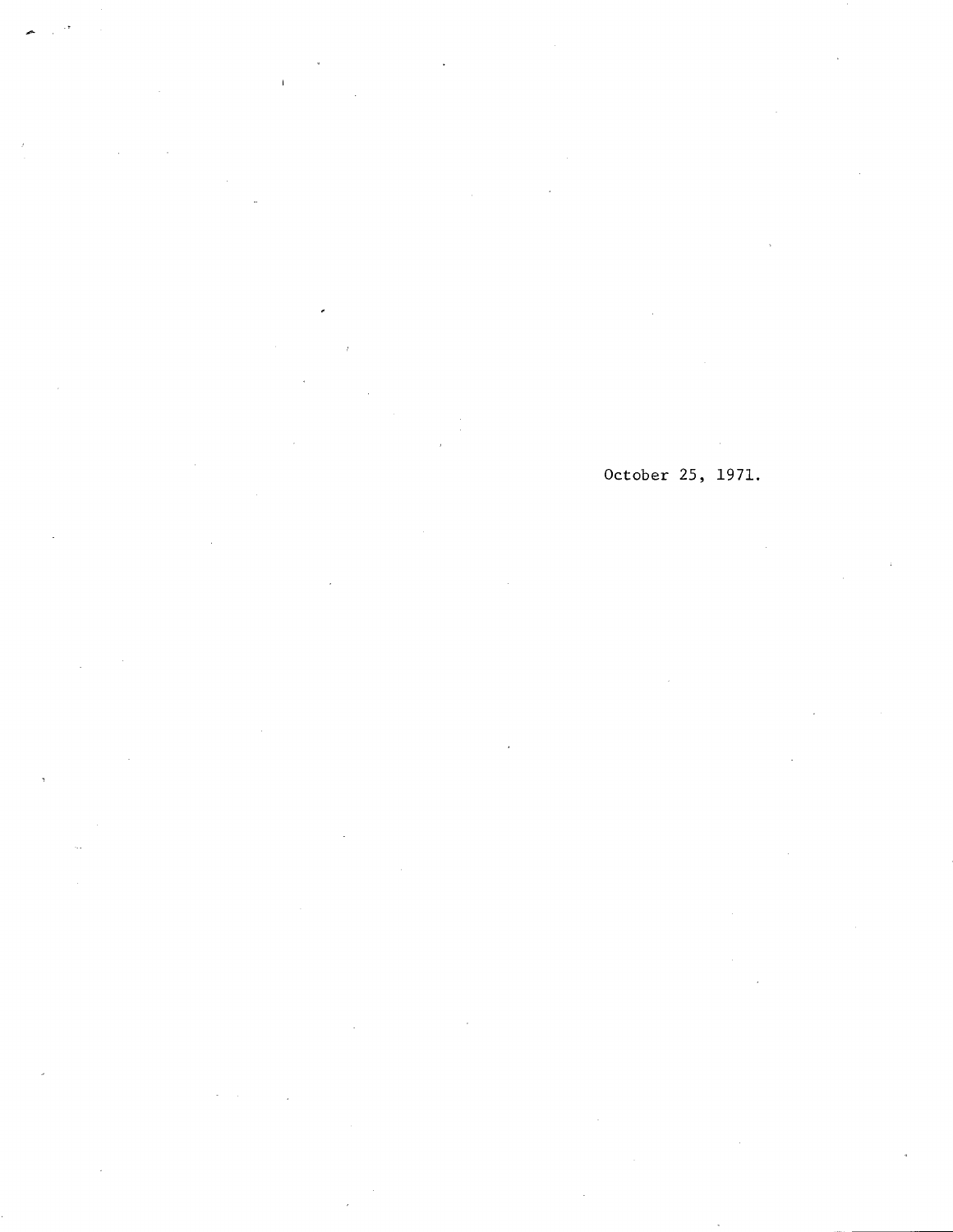October 25, 1971.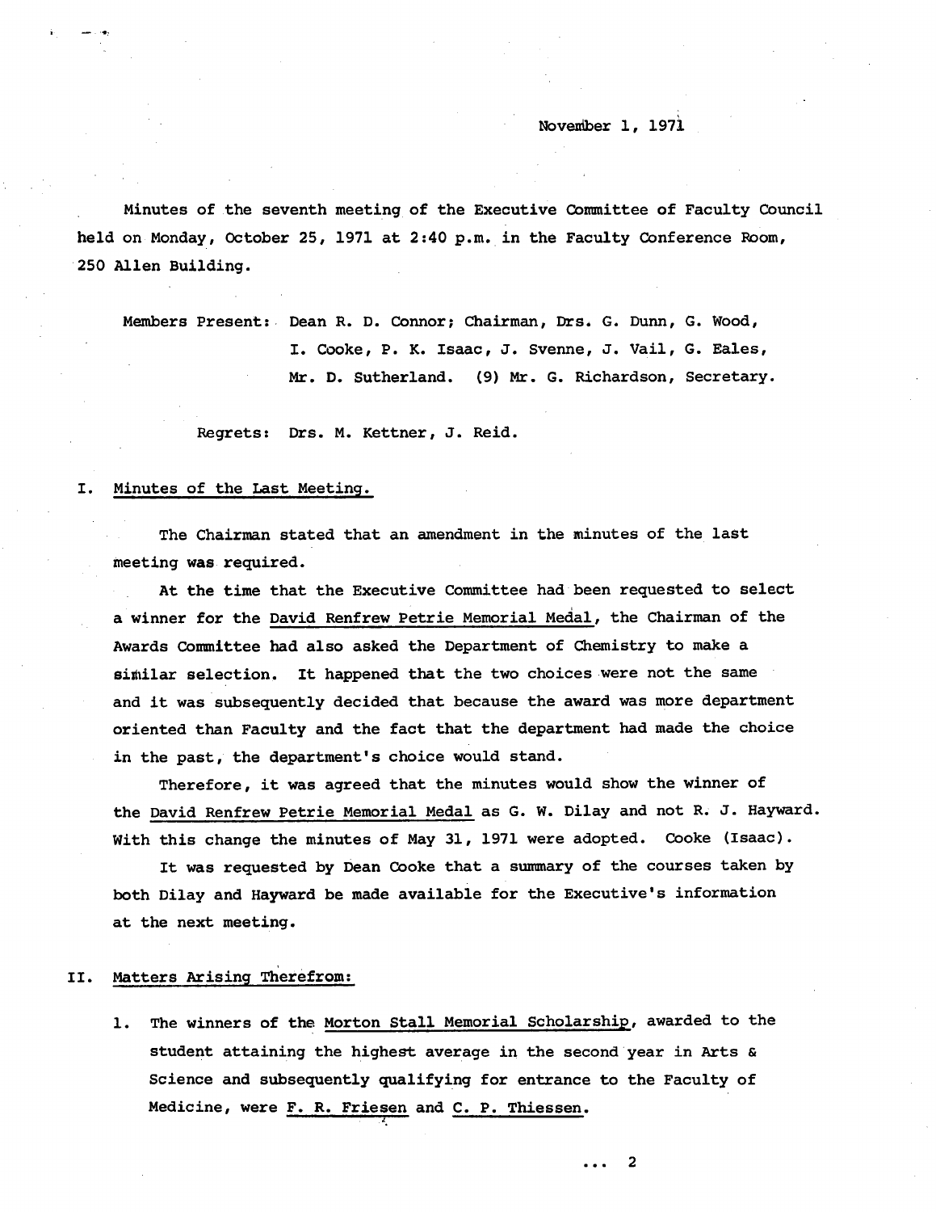November 1, 1971

Minutes of the seventh meeting of the Executive Committee of Faculty Council held on Monday, October 25, 1971 at 2:40 p.m. in the Faculty Conference Room, 250 Allen Building.

Members Present: Dean R. D. Connor; Chairman, Drs. G. Dunn, G. Wood, I. Cooke, P. K. Isaac, J. Svenne, J. Vail, G. Eales, Mr. D. Sutherland. (9) Mr. G. Richardson, Secretary.

Regrets: Drs. M. Kettner, J. Reid.

## I. Minutes of the Last Meeting.

The Chairman stated that an amendment in the minutes of the last meeting was required.

At the time that the Executive Committee had been requested to select a winner for the David Renfrew Petrie Memorial Medal, the Chairman of the Awards Committee had also asked the Department of Chemistry to make a similar selection. It happened that the two choices were not the same and it was subsequently decided that because the award was more department oriented than Faculty and the fact that the department had made the choice in the past, the department's choice would stand.

Therefore, it was agreed that the minutes would show the winner of the David Renfrew Petrie Memorial Medal as G. W. Dilay and not R. J. Hayward. With this change the minutes of May 31, 1971 were adopted. Cooke (Isaac).

It was requested by Dean Cooke that a summary of the courses taken by both Dilay and Hayward be made available for the Executive's information at the next meeting.

## II. Matters Arising Therefrom:

1. The winners of the Morton Stall Memorial Scholarship, awarded to the student attaining the highest average in the second year in Arts & Science and subsequently qualifying for entrance to the Faculty of Medicine, were F. R. Friesen and C. P. Thiessen.

... 2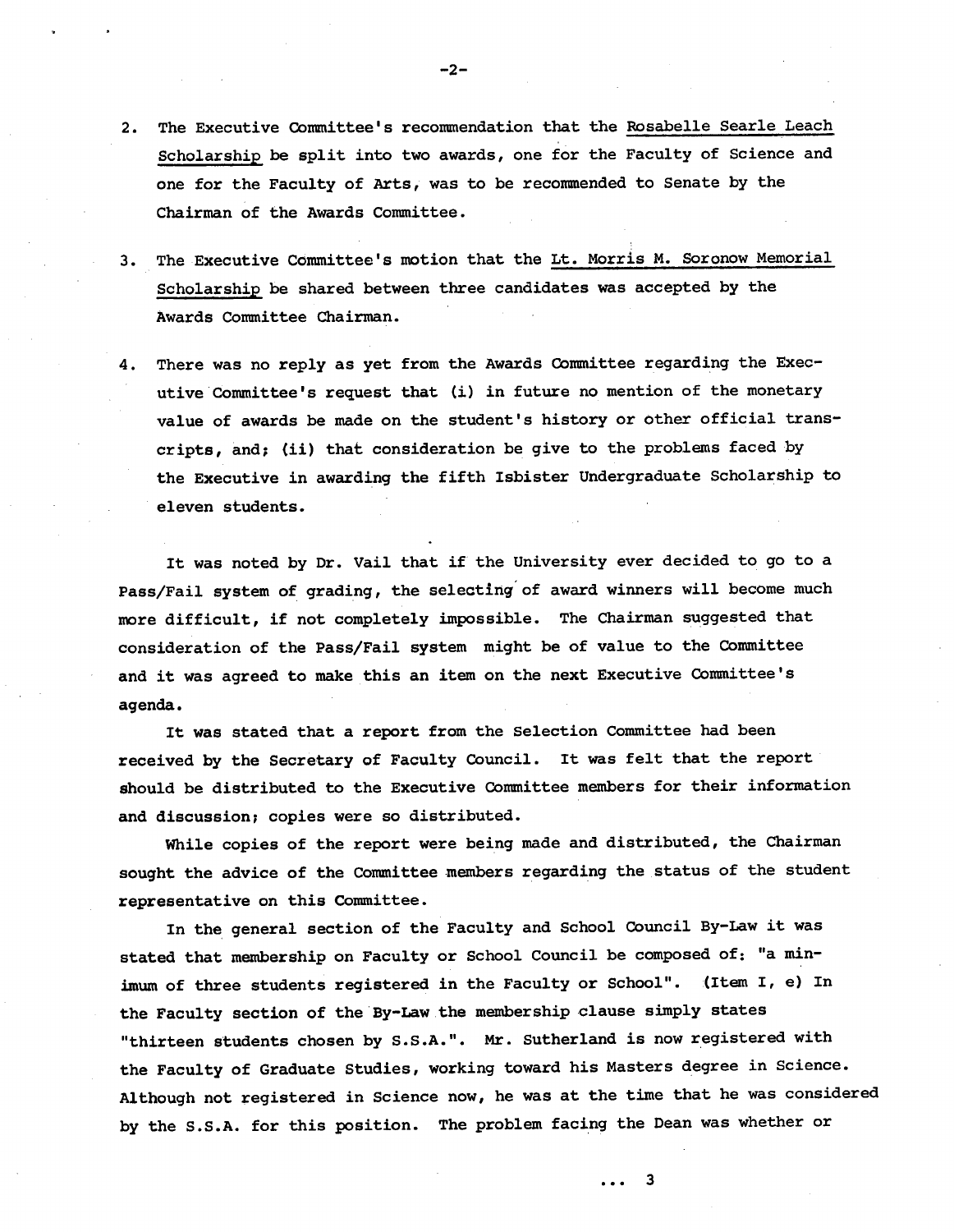2. The Executive Committee's recommendation that the Rosabelle Searle Leach Scholarship be split into two awards, one for the Faculty of Science and one for the Faculty of Arts, was to be recommended to Senate by the Chairman of the Awards Committee.

3. The Executive Committee's motion that the Lt. Morris M. Soronow Memorial Scholarship be shared between three candidates was accepted by the Awards Committee Chairman.

4. There was no reply as yet from the Awards Committee regarding the Executive Committee's request that (i) in future no mention of the monetary value of awards be made on the student's history or other official transcripts, and; (ii) that consideration be give to the problems faced by the Executive in awarding the fifth Isbister Undergraduate Scholarship to eleven students.

It was noted by Dr. Vail that if the University ever decided to go to a Pass/Fail system of grading, the selecting of award winners will become much more difficult, if not completely impossible. The Chairman suggested that consideration of the Pass/Fail system might be of value to the Committee and it was agreed to make this an item on the next Executive Committee's agenda.

It was stated that a report from the Selection Committee had been received by the Secretary of Faculty Council. It was felt that the report should be distributed to the Executive Committee members for their information and discussion; copies were so distributed.

While copies of the report were being made and distributed, the Chairman sought the advice of the Committee members regarding the status of the student representative on this Committee.

In the general section of the Faculty and School Council By-Law it was stated that membership on Faculty or School Council be composed of: "a minimum of three students registered in the Faculty or School". (Item I, e) In the Faculty section of the By-Law the membership clause simply states "thirteen students chosen by S.S.A.". Mr. Sutherland is now registered with the Faculty of Graduate Studies, working toward his Masters degree in Science. Although not registered in Science now, he was at the time that he was considered by the S.S.A. for this position. The problem facing the Dean was whether or

... 3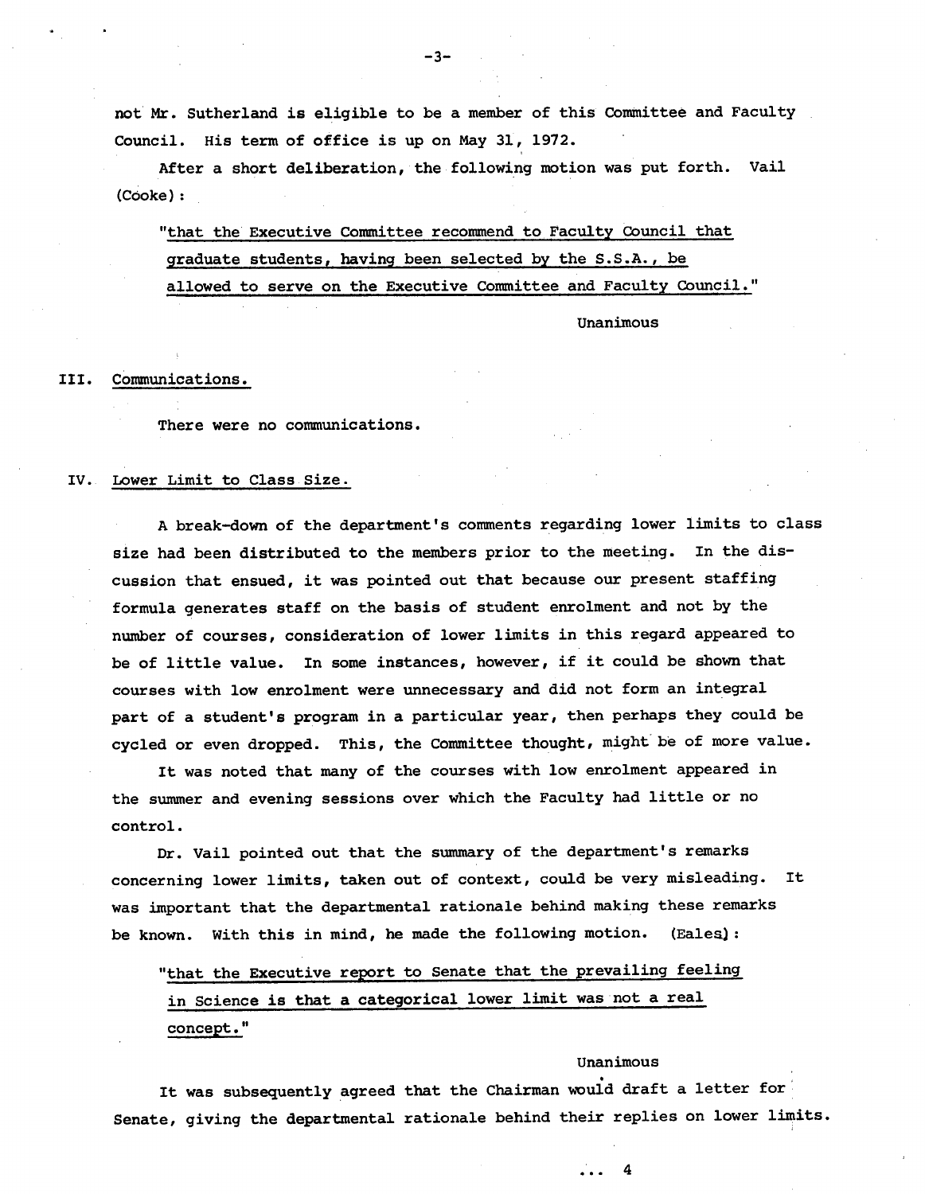not Mr. Sutherland is eligible to be a member of this Committee and Faculty Council. His term of office is up on May 31, 1972.

After a short deliberation, the following motion was put forth. Vail (Cooke):

"that the Executive Committee recommend to Faculty Council that graduate students, having been selected by the S.S.A., be allowed to serve on the Executive Committee and Faculty Council."

Unanimous

## III. Communications.

There were no communications.

## IV. Lower Limit to Class Size.

A break-down of the department's comments regarding lower limits to class size had been distributed to the members prior to the meeting. In the discussion that ensued, it was pointed out that because our present staffing formula generates staff on the basis of student enrolment and not by the number of courses, consideration of lower limits in this regard appeared to be of little value. In some instances, however, if it could be shown that courses with low enrolment were unnecessary and did not form an integral part of a student's program in a particular year, then perhaps they could be cycled or even dropped. This, the Committee thought, might be of more value.

It was noted that many of the courses with low enrolment appeared in the summer and evening sessions over which the Faculty had little or no control.

Dr. Vail pointed out that the summary of the department's remarks concerning lower limits, taken out of context, could be very misleading. It was important that the departmental rationale behind making these remarks be known. With this in mind, he made the following motion. (Eales):

"that the Executive report to Senate that the prevailing feeling in Science is that a categorical lower limit was not a real concept."

Unanimous

It was subsequently agreed that the Chairman would draft a letter for Senate, giving the departmental rationale behind their replies on lower limits.

... 4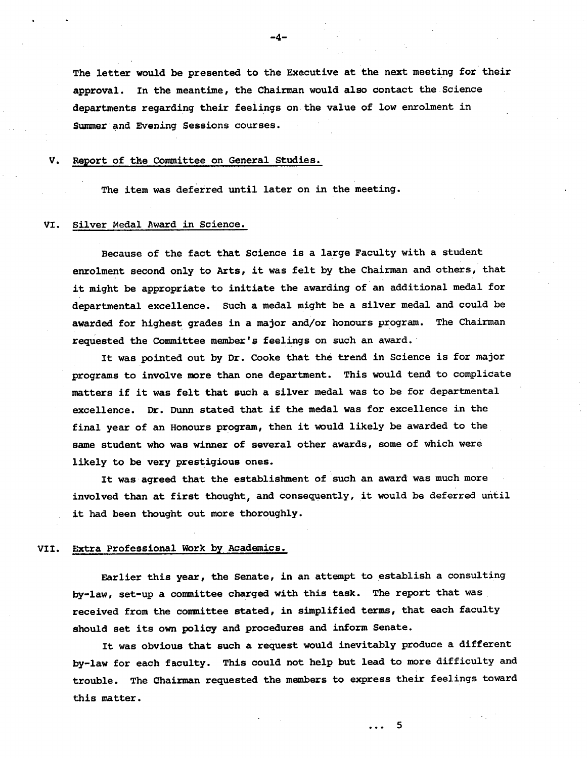The letter would be presented to the Executive at the next meeting for their approval. In the meantime, the Chairman would also contact the Science departments regarding their feelings on the value of low enrolment in Summer and Evening Sessions courses.

## V. Report of the Committee on General Studies.

The item was deferred until later on in the meeting.

## VI. Silver Medal Award in Science.

Because of the fact that Science is a large Faculty with a student enrolment second only to Arts, it was felt by the Chairman and others, that it might be appropriate to initiate the awarding of an additional medal for departmental excellence. Such a medal might be a silver medal and could be awarded for highest grades in a major and/or honours program. The Chairman requested the Committee member's feelings on such an award.

It was pointed out by Dr. Cooke that the trend in Science is for major programs to involve more than one department. This would tend to complicate matters if it was felt that such a silver medal was to be for departmental excellence. Dr. Dunn stated that if the medal was for excellence in the final year of an Honours program, then it would likely be awarded to the same student who was winner of several other awards, some of which were likely to be very prestigious ones.

It was agreed that the establishment of such an award was much more involved than at first thought, and consequently, it would be deferred until it had been thought out more thoroughly.

## VII. Extra Professional Work by Academics.

Earlier this year, the Senate, in an attempt to establish a consulting by-law, set-up a committee charged with this task. The report that was received from the committee stated, in simplified terms, that each faculty should set its own policy and procedures and inform Senate.

It was obvious that such a request would inevitably produce a different by-law for each faculty. This could not help but lead to more difficulty and trouble. The Chairman requested the members to express their feelings toward this matter.

... 5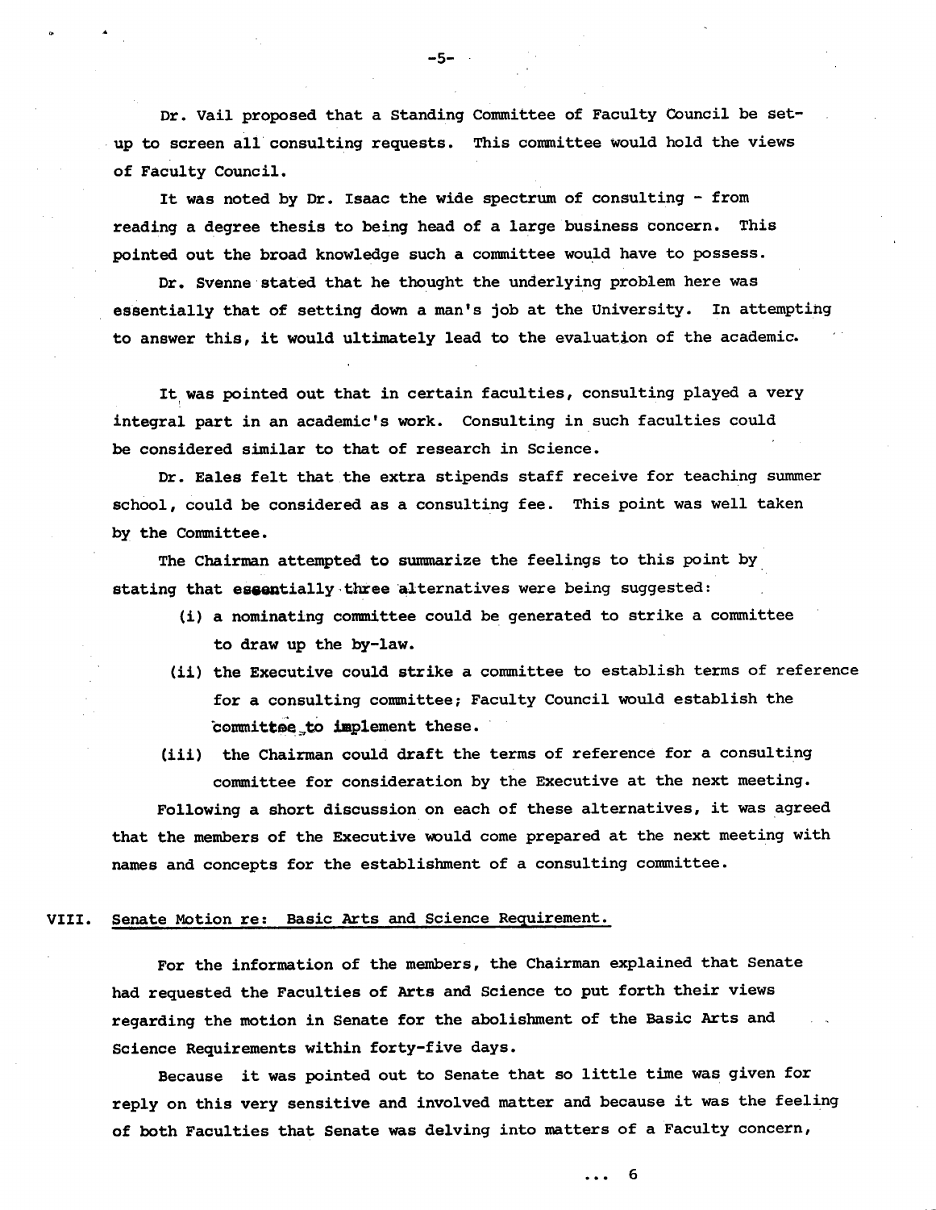Dr. Vail proposed that a Standing Committee of Faculty Council be set-up to screen all consulting requests. This committee would hold the views of Faculty Council.

It was noted by Dr. Isaac the wide spectrum of consulting - from reading a degree thesis to being head of a large business concern. This pointed out the broad knowledge such a committee would have to possess.

Dr. Svenne stated that he thought the underlying problem here was essentially that of setting down a man's job at the University. In attempting to answer this, it would ultimately lead to the evaluation of the academic.

It was pointed out that in certain faculties, consulting played a very integral part in an academic's work. Consulting in such faculties could be considered similar to that of research in Science.

Dr. Eales felt that the extra stipends staff receive for teaching summer school, could be considered as a consulting fee. This point was well taken by the Committee.

The Chairman attempted to summarize the feelings to this point by stating that essentially three alternatives were being suggested:

(i) a nominating committee could be generated to strike a committee to draw up the by-law.

(ii) the Executive could strike a committee to establish terms of reference for a consulting committee; Faculty Council would establish the committee to implement these.

(iii) the Chairman could draft the terms of reference for a consulting committee for consideration by the Executive at the next meeting.

Following a short discussion on each of these alternatives, it was agreed that the members of the Executive would come prepared at the next meeting with names and concepts for the establishment of a consulting committee.

## VIII. Senate Motion re: Basic Arts and Science Requirement.

For the information of the members, the Chairman explained that Senate had requested the Faculties of Arts and Science to put forth their views regarding the motion in Senate for the abolishment of the Basic Arts and Science Requirements within forty-five days.

Because it was pointed out to Senate that so little time was given for reply on this very sensitive and involved matter and because it was the feeling of both Faculties that Senate was delving into matters of a Faculty concern,

... 6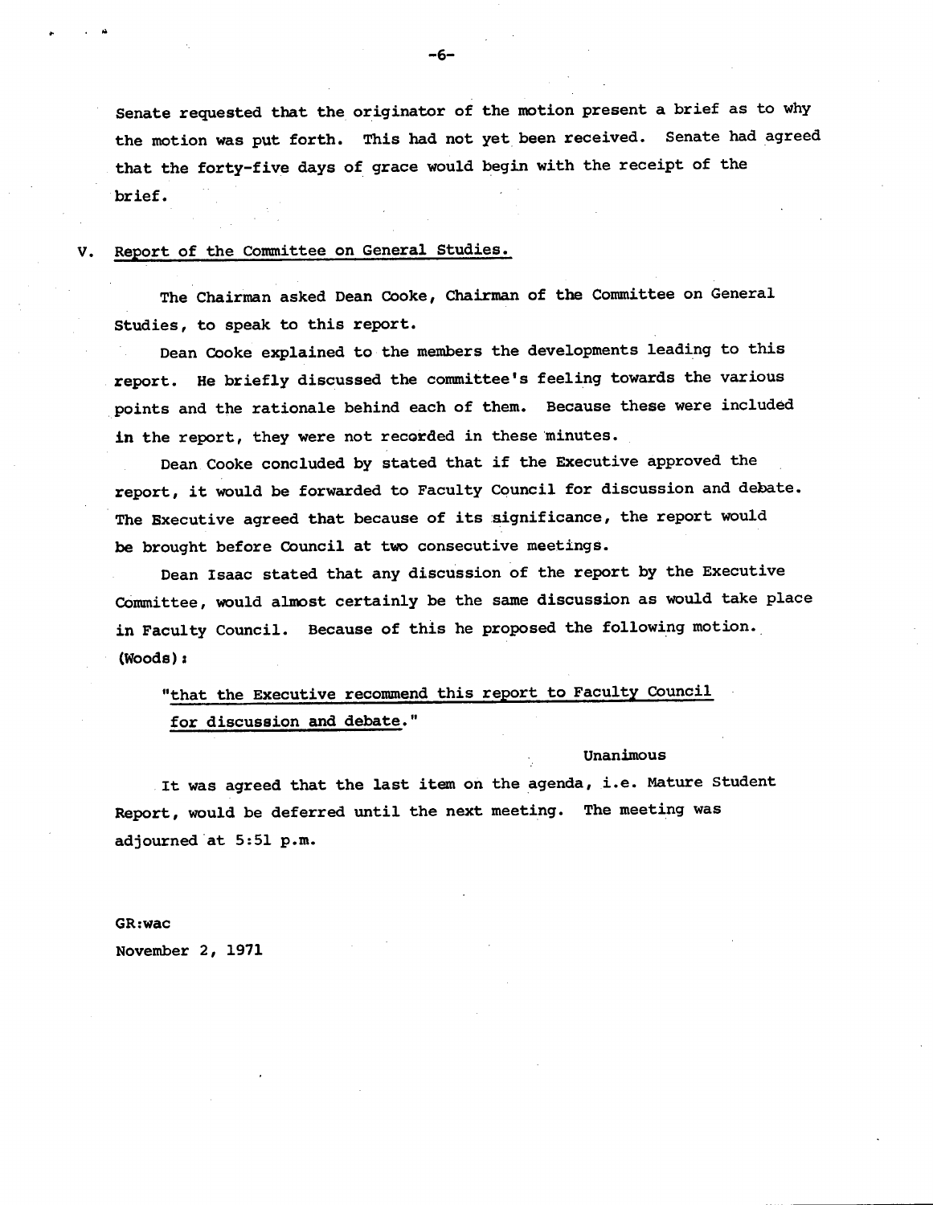Senate requested that the originator of the motion present a brief as to why the motion was put forth. This had not yet been received. Senate had agreed that the forty-five days of grace would begin with the receipt of the brief.

V. Report of the Committee on General Studies.

The Chairman asked Dean Cooke, Chairman of the Committee on General Studies, to speak to this report.

Dean Cooke explained to the members the developments leading to this report. He briefly discussed the committee's feeling towards the various points and the rationale behind each of them. Because these were included in the report, they were not recorded in these minutes.

Dean Cooke concluded by stated that if the Executive approved the report, it would be forwarded to Faculty Council for discussion and debate. The Executive agreed that because of its significance, the report would be brought before Council at two consecutive meetings.

Dean Isaac stated that any discussion of the report by the Executive Committee, would almost certainly be the same discussion as would take place in Faculty Council. Because of this he proposed the following motion. (Woods):

"that the Executive recommend this report to Faculty Council for discussion and debate."

Unanimous

It was agreed that the last item on the agenda, i.e. Mature Student Report, would be deferred until the next meeting. The meeting was adjourned at 5:51 p.m.

GR:wac
November 2, 1971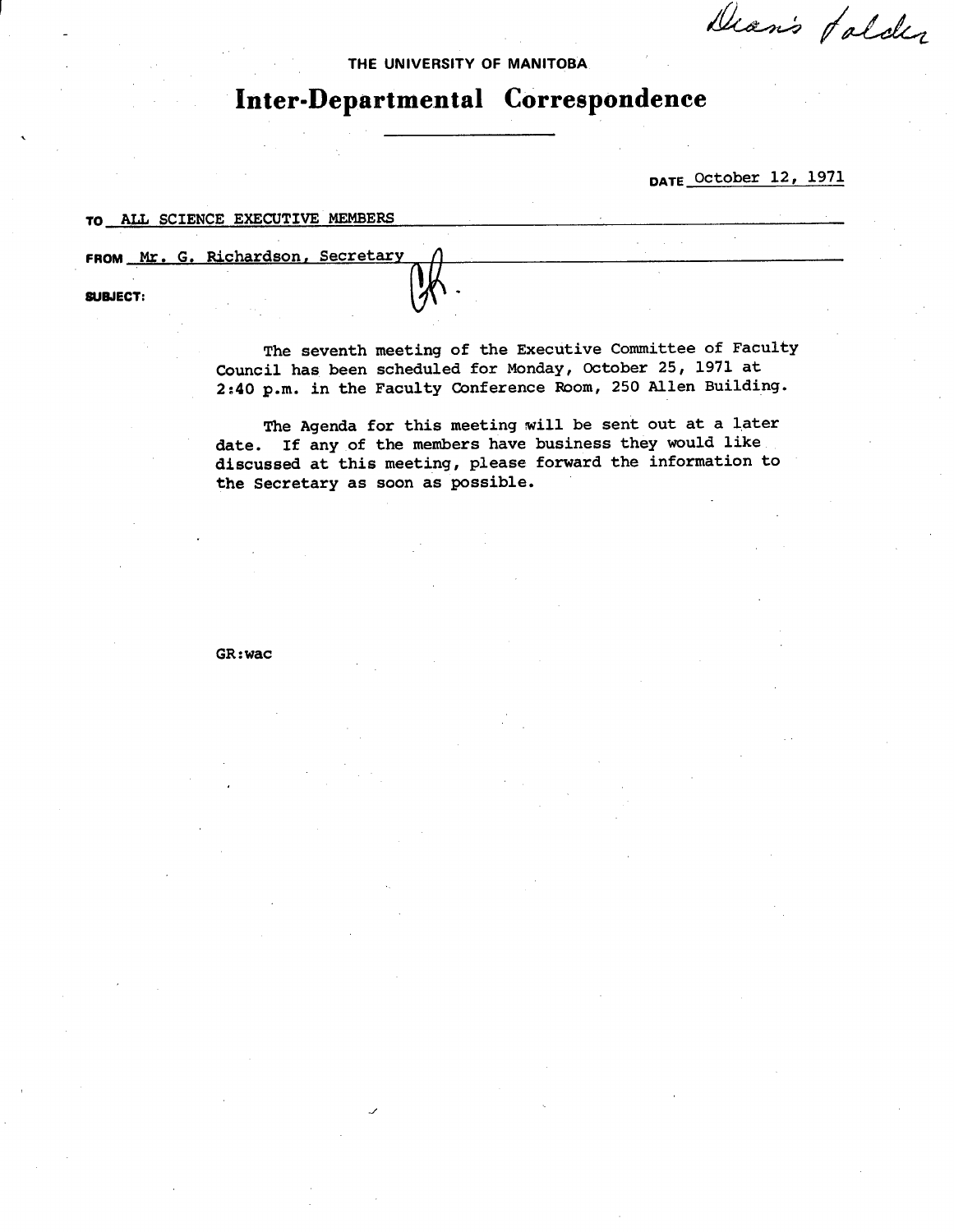Dean's folder

THE UNIVERSITY OF MANITOBA

# Inter-Departmental Correspondence

DATE October 12, 1971

TO ALL SCIENCE EXECUTIVE MEMBERS

FROM Mr. G. Richardson, Secretary GR.

SUBJECT:

The seventh meeting of the Executive Committee of Faculty Council has been scheduled for Monday, October 25, 1971 at 2:40 p.m. in the Faculty Conference Room, 250 Allen Building.

The Agenda for this meeting will be sent out at a later date. If any of the members have business they would like discussed at this meeting, please forward the information to the Secretary as soon as possible.

GR:wac